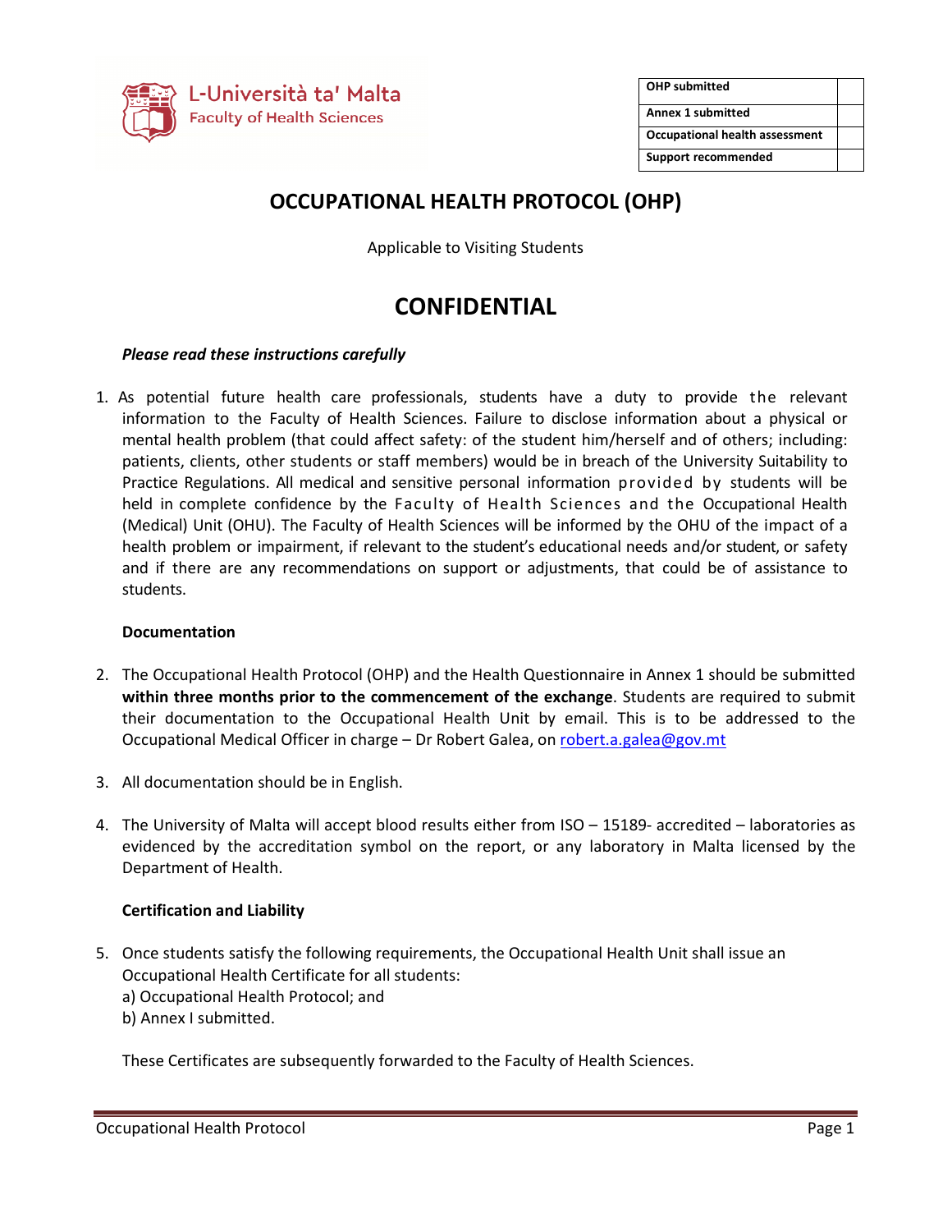L-Università ta' Malta
Faculty of Health Sciences

| OHP submitted | |
|---|---|
| Annex 1 submitted | |
| Occupational health assessment | |
| Support recommended | |

# OCCUPATIONAL HEALTH PROTOCOL (OHP)

Applicable to Visiting Students

# CONFIDENTIAL

***Please read these instructions carefully***

1. As potential future health care professionals, students have a duty to provide the relevant information to the Faculty of Health Sciences. Failure to disclose information about a physical or mental health problem (that could affect safety: of the student him/herself and of others; including: patients, clients, other students or staff members) would be in breach of the University Suitability to Practice Regulations. All medical and sensitive personal information provided by students will be held in complete confidence by the Faculty of Health Sciences and the Occupational Health (Medical) Unit (OHU). The Faculty of Health Sciences will be informed by the OHU of the impact of a health problem or impairment, if relevant to the student's educational needs and/or student, or safety and if there are any recommendations on support or adjustments, that could be of assistance to students.

**Documentation**

2. The Occupational Health Protocol (OHP) and the Health Questionnaire in Annex 1 should be submitted **within three months prior to the commencement of the exchange**. Students are required to submit their documentation to the Occupational Health Unit by email. This is to be addressed to the Occupational Medical Officer in charge – Dr Robert Galea, on robert.a.galea@gov.mt

3. All documentation should be in English.

4. The University of Malta will accept blood results either from ISO – 15189- accredited – laboratories as evidenced by the accreditation symbol on the report, or any laboratory in Malta licensed by the Department of Health.

**Certification and Liability**

5. Once students satisfy the following requirements, the Occupational Health Unit shall issue an Occupational Health Certificate for all students:
   a) Occupational Health Protocol; and
   b) Annex I submitted.

   These Certificates are subsequently forwarded to the Faculty of Health Sciences.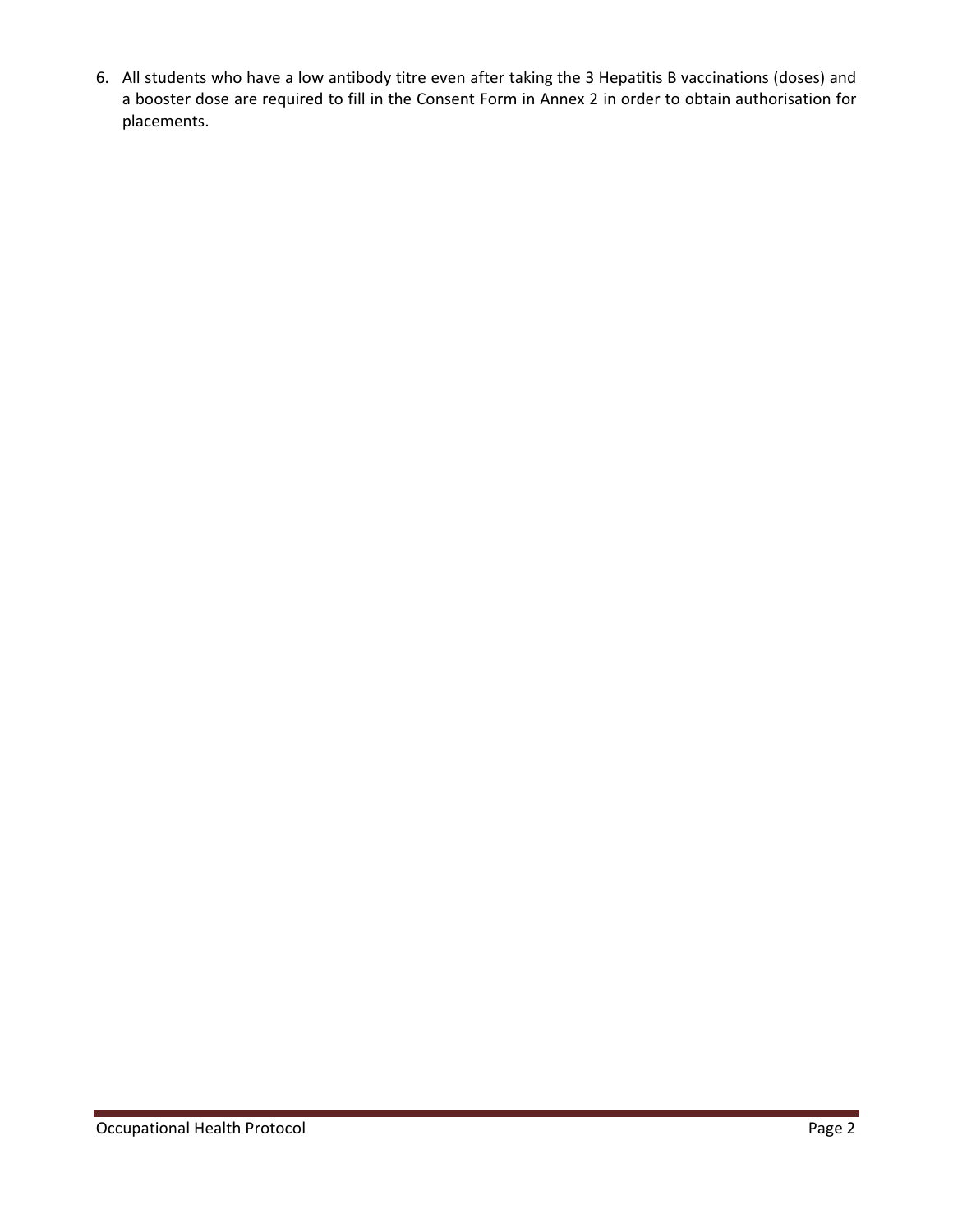6. All students who have a low antibody titre even after taking the 3 Hepatitis B vaccinations (doses) and a booster dose are required to fill in the Consent Form in Annex 2 in order to obtain authorisation for placements.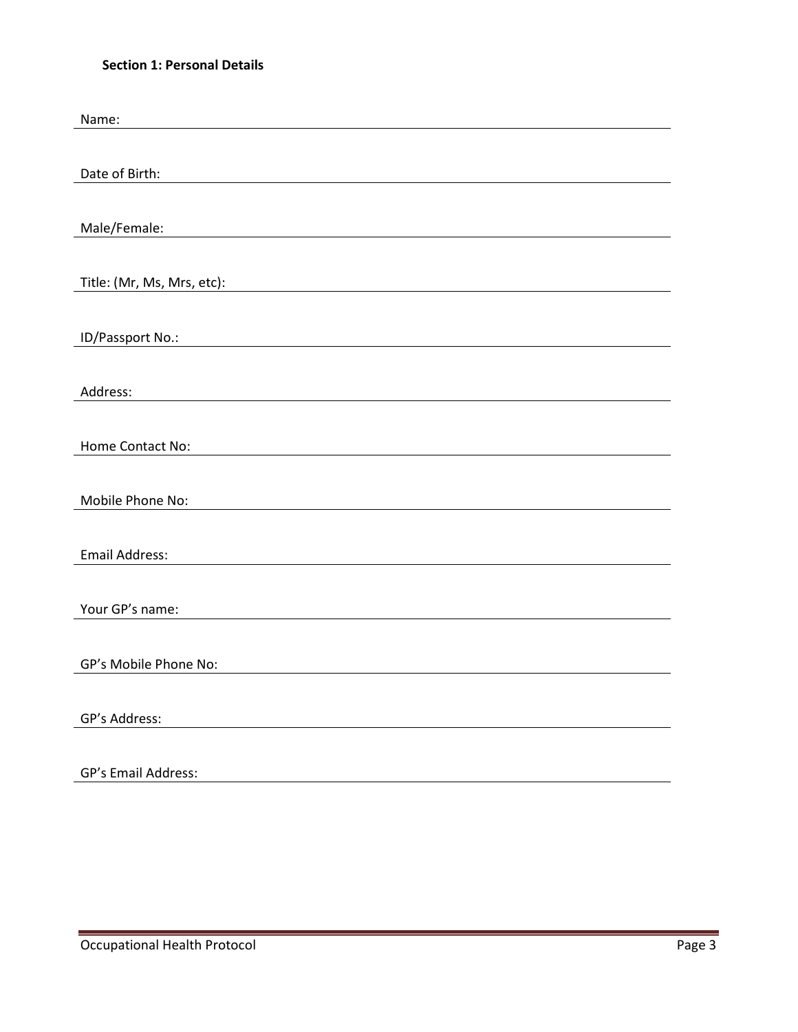### Section 1: Personal Details

Name: ______________________________________________

Date of Birth: ______________________________________________

Male/Female: ______________________________________________

Title: (Mr, Ms, Mrs, etc): ______________________________________________

ID/Passport No.: ______________________________________________

Address: ______________________________________________

Home Contact No: ______________________________________________

Mobile Phone No: ______________________________________________

Email Address: ______________________________________________

Your GP's name: ______________________________________________

GP's Mobile Phone No: ______________________________________________

GP's Address: ______________________________________________

GP's Email Address: ______________________________________________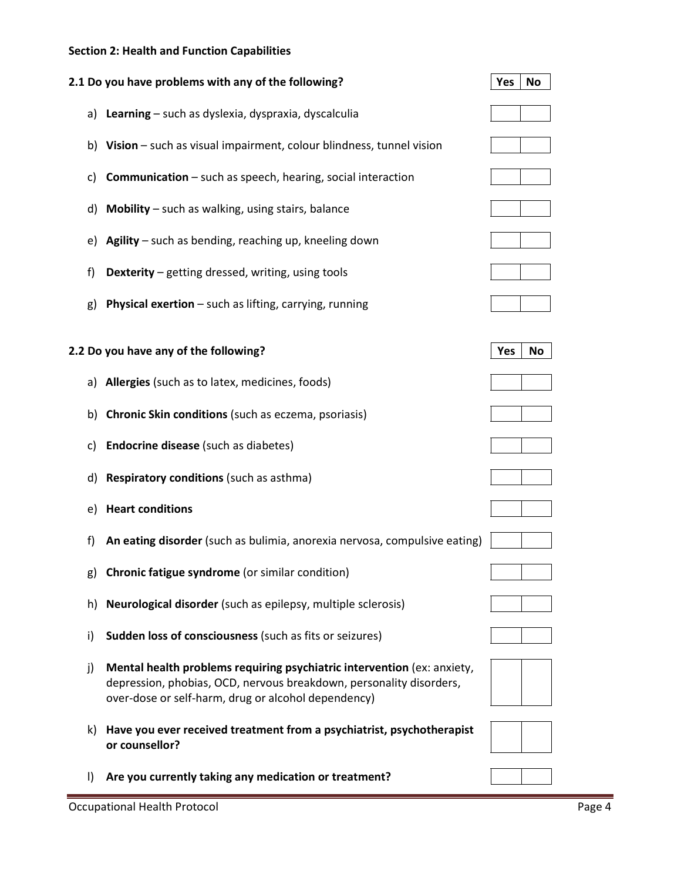**Section 2: Health and Function Capabilities**

| 2.1 Do you have problems with any of the following? | Yes | No |
|---|---|---|
| a) **Learning** – such as dyslexia, dyspraxia, dyscalculia | | |
| b) **Vision** – such as visual impairment, colour blindness, tunnel vision | | |
| c) **Communication** – such as speech, hearing, social interaction | | |
| d) **Mobility** – such as walking, using stairs, balance | | |
| e) **Agility** – such as bending, reaching up, kneeling down | | |
| f) **Dexterity** – getting dressed, writing, using tools | | |
| g) **Physical exertion** – such as lifting, carrying, running | | |

| 2.2 Do you have any of the following? | Yes | No |
|---|---|---|
| a) **Allergies** (such as to latex, medicines, foods) | | |
| b) **Chronic Skin conditions** (such as eczema, psoriasis) | | |
| c) **Endocrine disease** (such as diabetes) | | |
| d) **Respiratory conditions** (such as asthma) | | |
| e) **Heart conditions** | | |
| f) **An eating disorder** (such as bulimia, anorexia nervosa, compulsive eating) | | |
| g) **Chronic fatigue syndrome** (or similar condition) | | |
| h) **Neurological disorder** (such as epilepsy, multiple sclerosis) | | |
| i) **Sudden loss of consciousness** (such as fits or seizures) | | |
| j) **Mental health problems requiring psychiatric intervention** (ex: anxiety, depression, phobias, OCD, nervous breakdown, personality disorders, over-dose or self-harm, drug or alcohol dependency) | | |
| k) **Have you ever received treatment from a psychiatrist, psychotherapist or counsellor?** | | |
| l) **Are you currently taking any medication or treatment?** | | |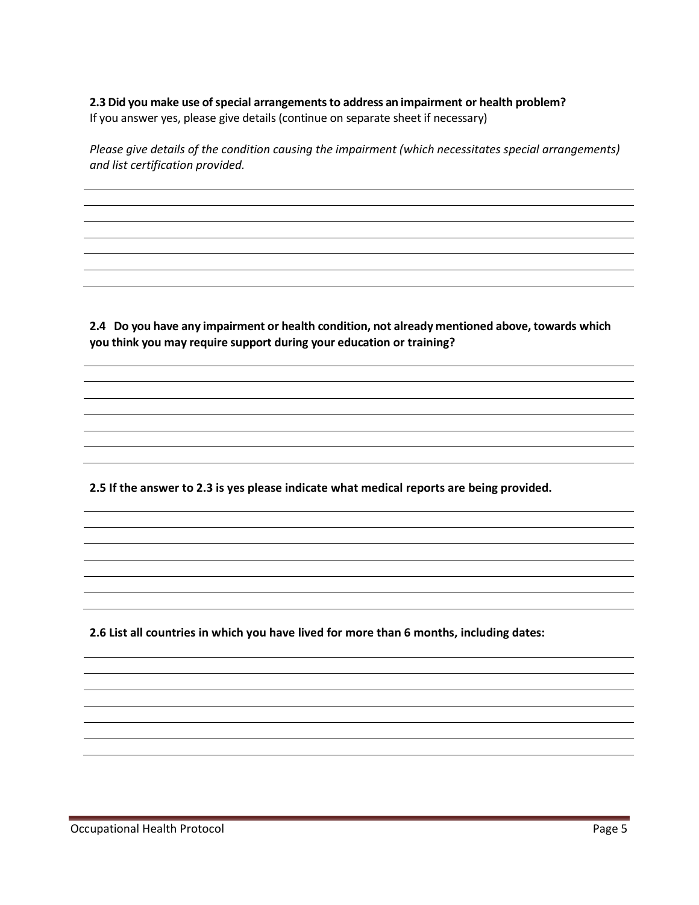**2.3 Did you make use of special arrangements to address an impairment or health problem?**
If you answer yes, please give details (continue on separate sheet if necessary)

*Please give details of the condition causing the impairment (which necessitates special arrangements) and list certification provided.*

**2.4 Do you have any impairment or health condition, not already mentioned above, towards which you think you may require support during your education or training?**

**2.5 If the answer to 2.3 is yes please indicate what medical reports are being provided.**

**2.6 List all countries in which you have lived for more than 6 months, including dates:**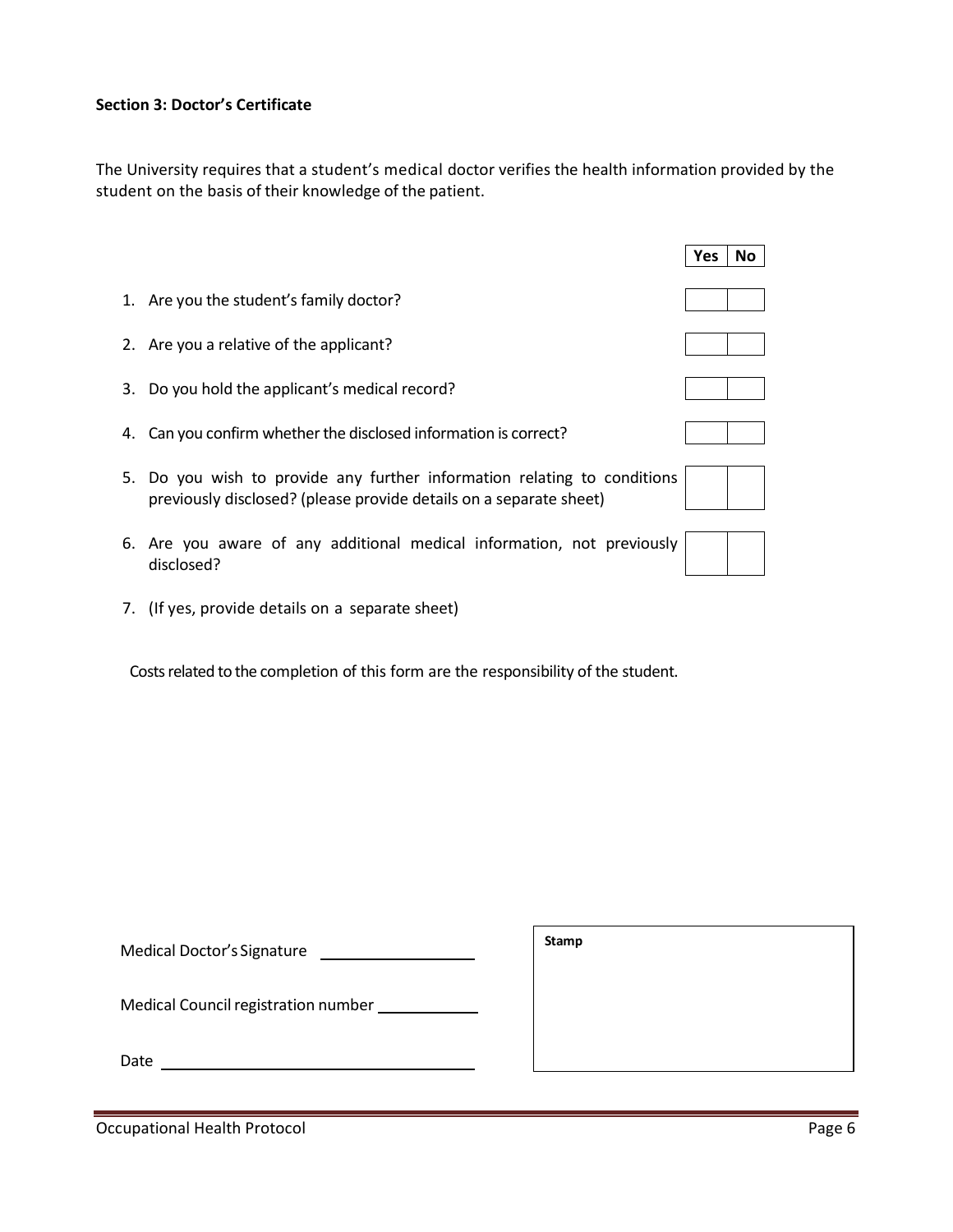**Section 3: Doctor's Certificate**

The University requires that a student's medical doctor verifies the health information provided by the student on the basis of their knowledge of the patient.

| | Question | Yes | No |
|---|---|---|---|
| 1. | Are you the student's family doctor? | | |
| 2. | Are you a relative of the applicant? | | |
| 3. | Do you hold the applicant's medical record? | | |
| 4. | Can you confirm whether the disclosed information is correct? | | |
| 5. | Do you wish to provide any further information relating to conditions previously disclosed? (please provide details on a separate sheet) | | |
| 6. | Are you aware of any additional medical information, not previously disclosed? | | |

7. (If yes, provide details on a separate sheet)

Costs related to the completion of this form are the responsibility of the student.

Medical Doctor's Signature ____________________

Medical Council registration number ____________

Date ______________________________________

| Stamp |
|---|
| |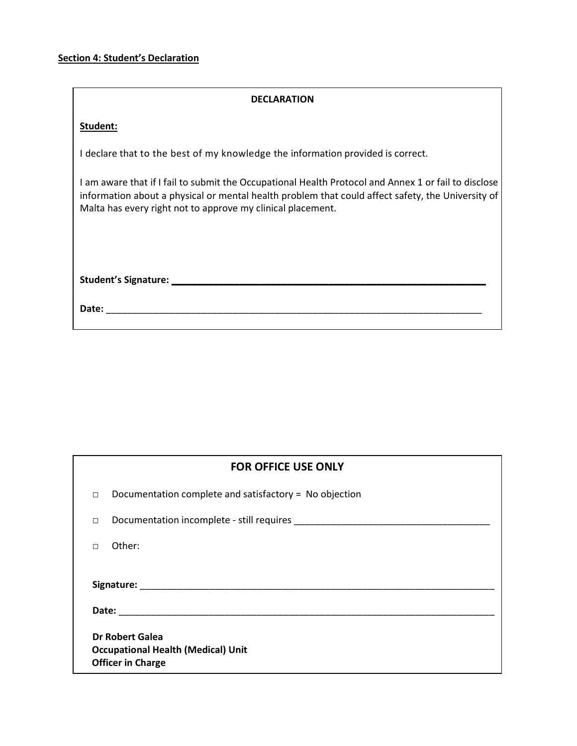**Section 4: Student's Declaration**

**DECLARATION**

**Student:**

I declare that to the best of my knowledge the information provided is correct.

I am aware that if I fail to submit the Occupational Health Protocol and Annex 1 or fail to disclose information about a physical or mental health problem that could affect safety, the University of Malta has every right not to approve my clinical placement.

**Student's Signature: ____________________________________________**

**Date:** ____________________________________________

## FOR OFFICE USE ONLY

- □ Documentation complete and satisfactory = No objection
- □ Documentation incomplete - still requires ____________________________________
- □ Other:

**Signature:** ____________________________________________

**Date:** ____________________________________________

**Dr Robert Galea**
**Occupational Health (Medical) Unit**
**Officer in Charge**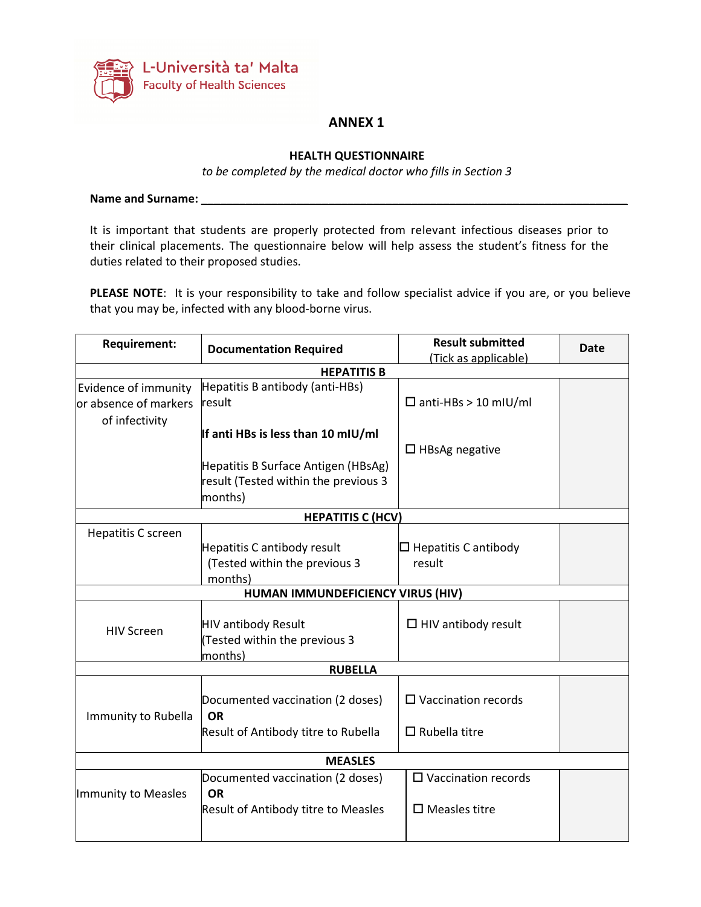L-Università ta' Malta
Faculty of Health Sciences

# ANNEX 1

## HEALTH QUESTIONNAIRE

*to be completed by the medical doctor who fills in Section 3*

**Name and Surname:** ______________________________________________

It is important that students are properly protected from relevant infectious diseases prior to their clinical placements. The questionnaire below will help assess the student's fitness for the duties related to their proposed studies.

**PLEASE NOTE**: It is your responsibility to take and follow specialist advice if you are, or you believe that you may be, infected with any blood-borne virus.

| Requirement: | Documentation Required | Result submitted (Tick as applicable) | Date |
|---|---|---|---|
| | **HEPATITIS B** | | |
| Evidence of immunity or absence of markers of infectivity | Hepatitis B antibody (anti-HBs) result<br><br>**If anti HBs is less than 10 mIU/ml**<br><br>Hepatitis B Surface Antigen (HBsAg) result (Tested within the previous 3 months) | ☐ anti-HBs > 10 mIU/ml<br><br>☐ HBsAg negative | |
| | **HEPATITIS C (HCV)** | | |
| Hepatitis C screen | Hepatitis C antibody result (Tested within the previous 3 months) | ☐ Hepatitis C antibody result | |
| | **HUMAN IMMUNDEFICIENCY VIRUS (HIV)** | | |
| HIV Screen | HIV antibody Result (Tested within the previous 3 months) | ☐ HIV antibody result | |
| | **RUBELLA** | | |
| Immunity to Rubella | Documented vaccination (2 doses)<br>**OR**<br>Result of Antibody titre to Rubella | ☐ Vaccination records<br><br>☐ Rubella titre | |
| | **MEASLES** | | |
| Immunity to Measles | Documented vaccination (2 doses)<br>**OR**<br>Result of Antibody titre to Measles | ☐ Vaccination records<br><br>☐ Measles titre | |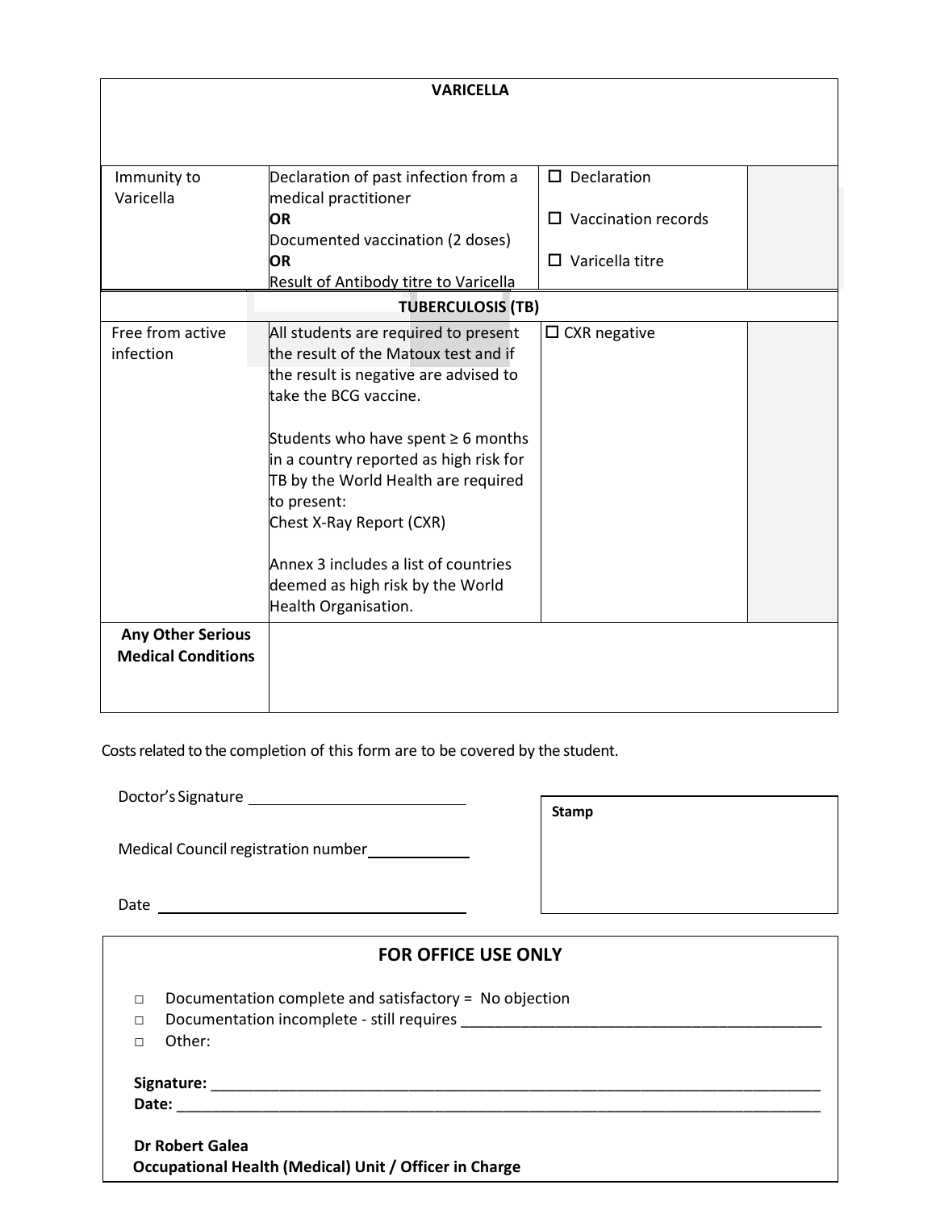| VARICELLA | | | |
|---|---|---|---|
| Immunity to Varicella | Declaration of past infection from a medical practitioner **OR** Documented vaccination (2 doses) **OR** Result of Antibody titre to Varicella | ☐ Declaration<br>☐ Vaccination records<br>☐ Varicella titre | |
| **TUBERCULOSIS (TB)** | | | |
| Free from active infection | All students are required to present the result of the Matoux test and if the result is negative are advised to take the BCG vaccine.<br><br>Students who have spent ≥ 6 months in a country reported as high risk for TB by the World Health are required to present: Chest X-Ray Report (CXR)<br><br>Annex 3 includes a list of countries deemed as high risk by the World Health Organisation. | ☐ CXR negative | |
| **Any Other Serious Medical Conditions** | | | |

Costs related to the completion of this form are to be covered by the student.

Doctor's Signature ___________________________

Medical Council registration number____________

Date ___________________________

**Stamp**

## FOR OFFICE USE ONLY

- ☐ Documentation complete and satisfactory = No objection
- ☐ Documentation incomplete - still requires ___________________________
- ☐ Other:

**Signature:** ___________________________
**Date:** ___________________________

**Dr Robert Galea**
**Occupational Health (Medical) Unit / Officer in Charge**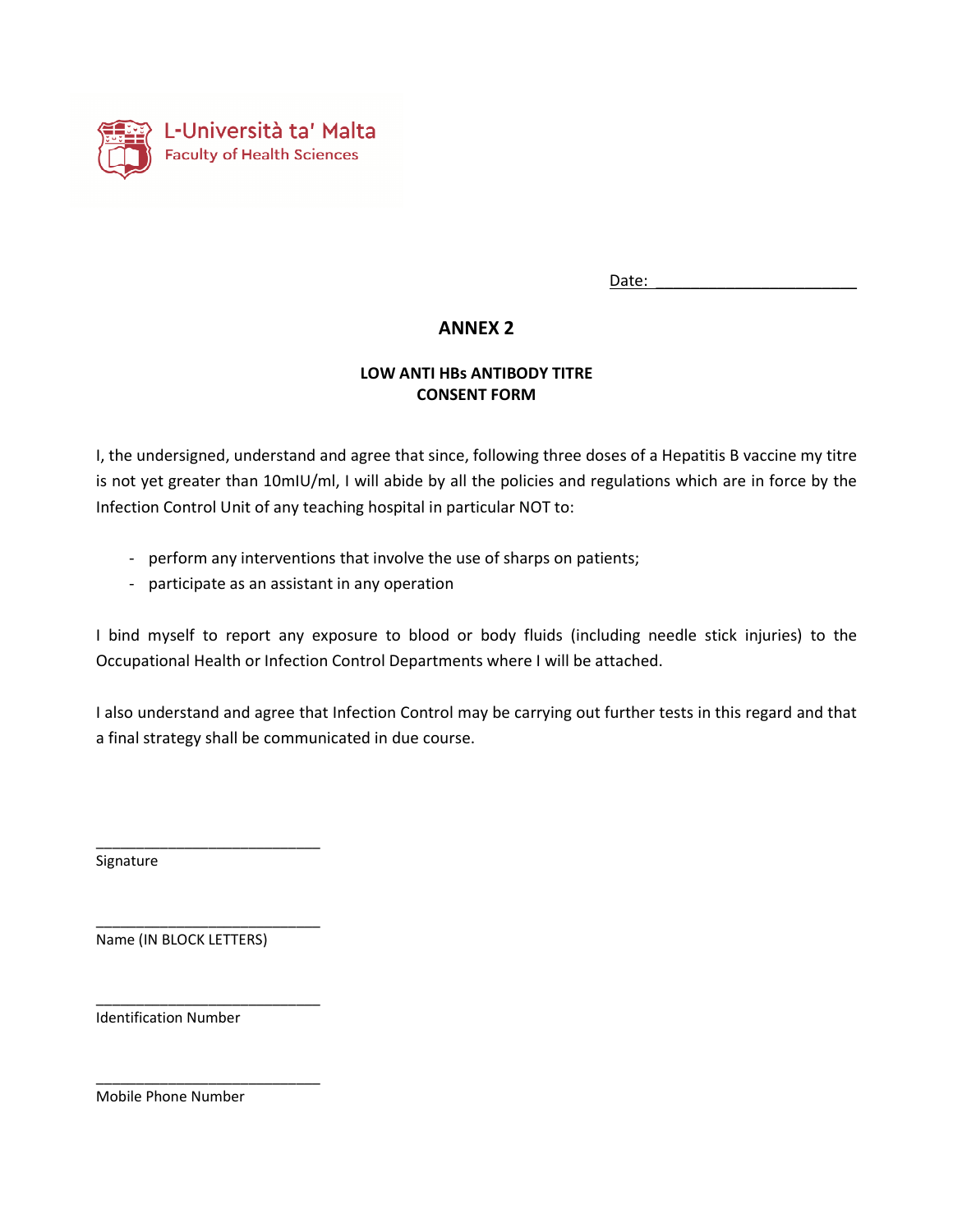L-Università ta' Malta
Faculty of Health Sciences

Date: ______________________

## ANNEX 2

### LOW ANTI HBs ANTIBODY TITRE CONSENT FORM

I, the undersigned, understand and agree that since, following three doses of a Hepatitis B vaccine my titre is not yet greater than 10mIU/ml, I will abide by all the policies and regulations which are in force by the Infection Control Unit of any teaching hospital in particular NOT to:

- perform any interventions that involve the use of sharps on patients;
- participate as an assistant in any operation

I bind myself to report any exposure to blood or body fluids (including needle stick injuries) to the Occupational Health or Infection Control Departments where I will be attached.

I also understand and agree that Infection Control may be carrying out further tests in this regard and that a final strategy shall be communicated in due course.

___________________________
Signature

___________________________
Name (IN BLOCK LETTERS)

___________________________
Identification Number

___________________________
Mobile Phone Number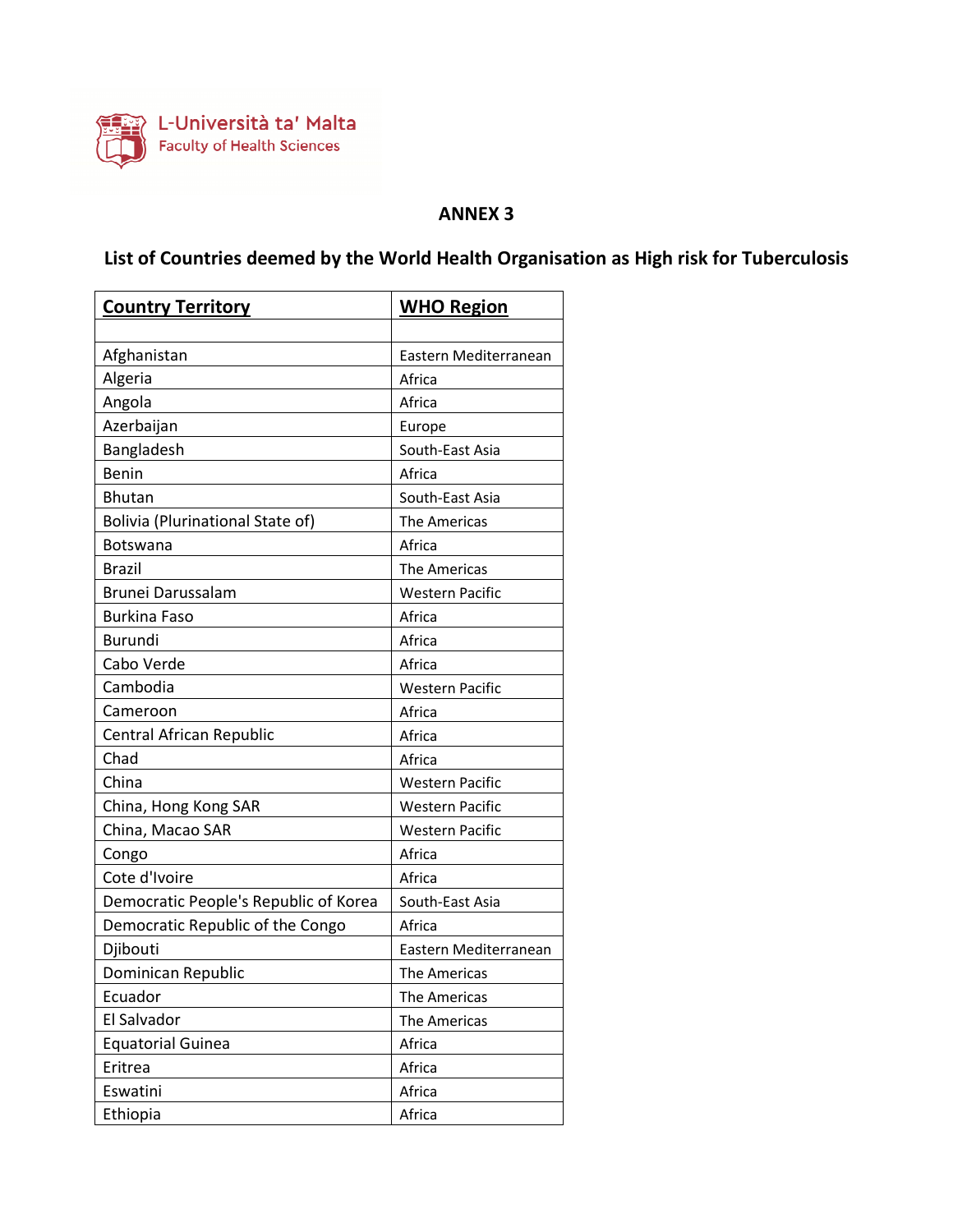L-Università ta' Malta
Faculty of Health Sciences

## ANNEX 3

## List of Countries deemed by the World Health Organisation as High risk for Tuberculosis

| Country Territory | WHO Region |
|---|---|
| | |
| Afghanistan | Eastern Mediterranean |
| Algeria | Africa |
| Angola | Africa |
| Azerbaijan | Europe |
| Bangladesh | South-East Asia |
| Benin | Africa |
| Bhutan | South-East Asia |
| Bolivia (Plurinational State of) | The Americas |
| Botswana | Africa |
| Brazil | The Americas |
| Brunei Darussalam | Western Pacific |
| Burkina Faso | Africa |
| Burundi | Africa |
| Cabo Verde | Africa |
| Cambodia | Western Pacific |
| Cameroon | Africa |
| Central African Republic | Africa |
| Chad | Africa |
| China | Western Pacific |
| China, Hong Kong SAR | Western Pacific |
| China, Macao SAR | Western Pacific |
| Congo | Africa |
| Cote d'Ivoire | Africa |
| Democratic People's Republic of Korea | South-East Asia |
| Democratic Republic of the Congo | Africa |
| Djibouti | Eastern Mediterranean |
| Dominican Republic | The Americas |
| Ecuador | The Americas |
| El Salvador | The Americas |
| Equatorial Guinea | Africa |
| Eritrea | Africa |
| Eswatini | Africa |
| Ethiopia | Africa |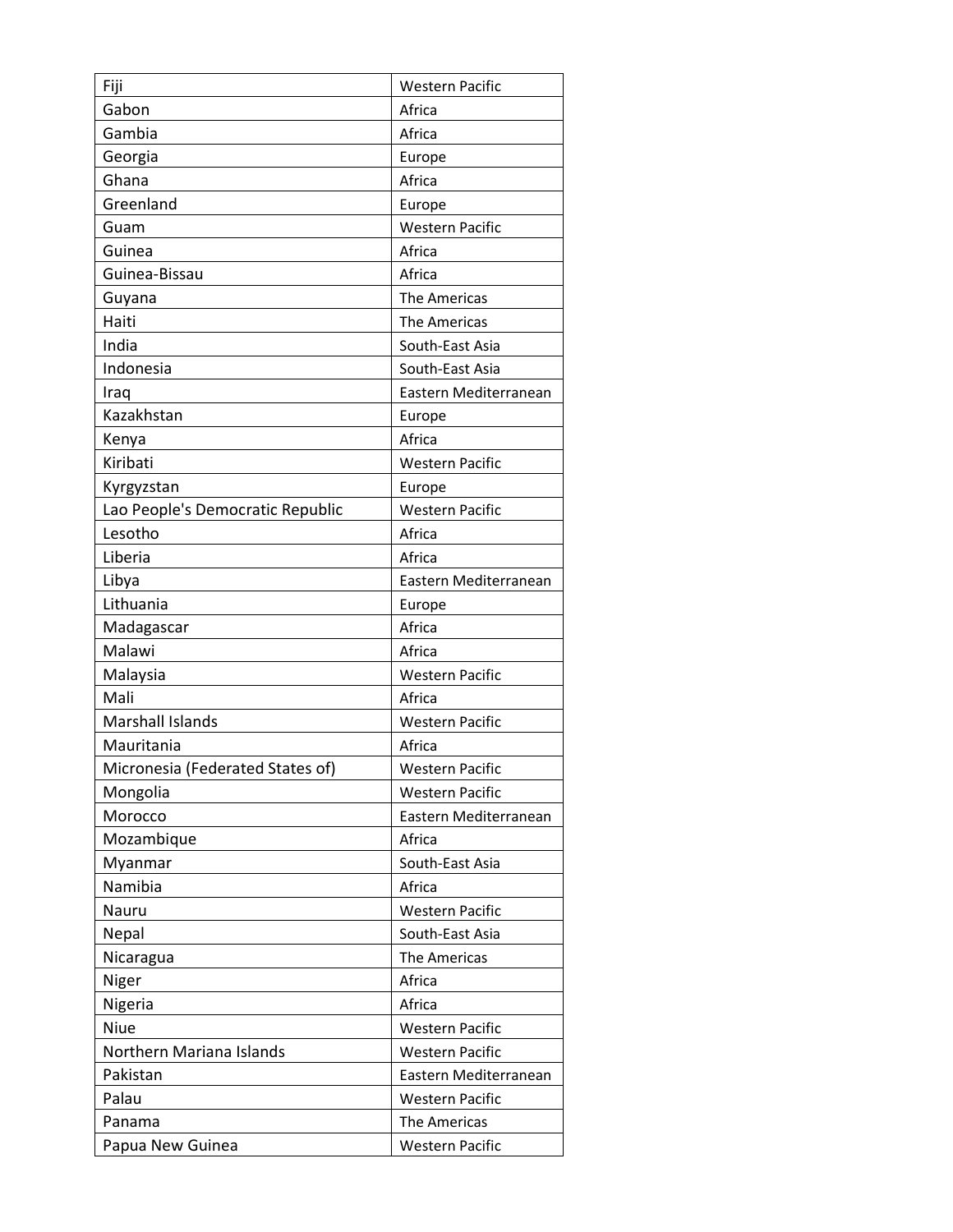| | |
|---|---|
| Fiji | Western Pacific |
| Gabon | Africa |
| Gambia | Africa |
| Georgia | Europe |
| Ghana | Africa |
| Greenland | Europe |
| Guam | Western Pacific |
| Guinea | Africa |
| Guinea-Bissau | Africa |
| Guyana | The Americas |
| Haiti | The Americas |
| India | South-East Asia |
| Indonesia | South-East Asia |
| Iraq | Eastern Mediterranean |
| Kazakhstan | Europe |
| Kenya | Africa |
| Kiribati | Western Pacific |
| Kyrgyzstan | Europe |
| Lao People's Democratic Republic | Western Pacific |
| Lesotho | Africa |
| Liberia | Africa |
| Libya | Eastern Mediterranean |
| Lithuania | Europe |
| Madagascar | Africa |
| Malawi | Africa |
| Malaysia | Western Pacific |
| Mali | Africa |
| Marshall Islands | Western Pacific |
| Mauritania | Africa |
| Micronesia (Federated States of) | Western Pacific |
| Mongolia | Western Pacific |
| Morocco | Eastern Mediterranean |
| Mozambique | Africa |
| Myanmar | South-East Asia |
| Namibia | Africa |
| Nauru | Western Pacific |
| Nepal | South-East Asia |
| Nicaragua | The Americas |
| Niger | Africa |
| Nigeria | Africa |
| Niue | Western Pacific |
| Northern Mariana Islands | Western Pacific |
| Pakistan | Eastern Mediterranean |
| Palau | Western Pacific |
| Panama | The Americas |
| Papua New Guinea | Western Pacific |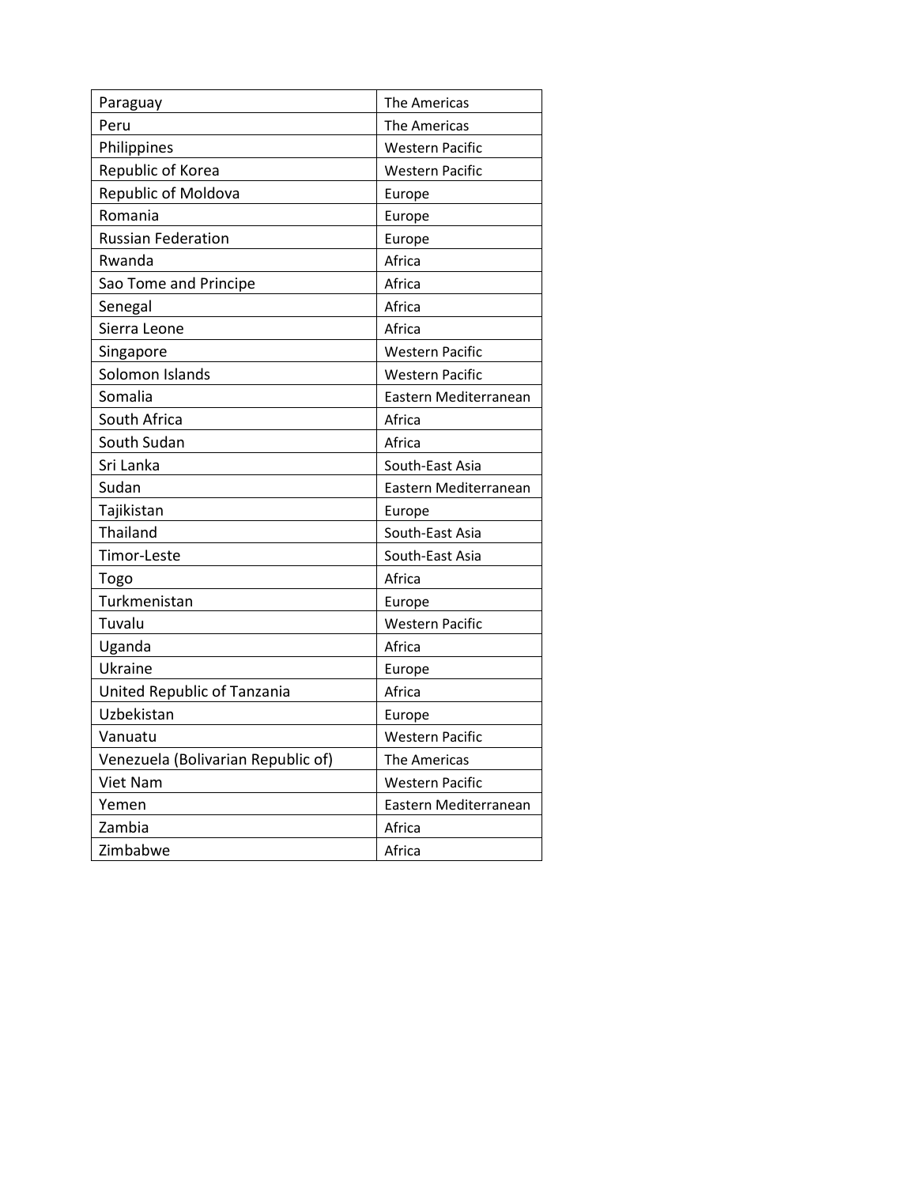| | |
|---|---|
| Paraguay | The Americas |
| Peru | The Americas |
| Philippines | Western Pacific |
| Republic of Korea | Western Pacific |
| Republic of Moldova | Europe |
| Romania | Europe |
| Russian Federation | Europe |
| Rwanda | Africa |
| Sao Tome and Principe | Africa |
| Senegal | Africa |
| Sierra Leone | Africa |
| Singapore | Western Pacific |
| Solomon Islands | Western Pacific |
| Somalia | Eastern Mediterranean |
| South Africa | Africa |
| South Sudan | Africa |
| Sri Lanka | South-East Asia |
| Sudan | Eastern Mediterranean |
| Tajikistan | Europe |
| Thailand | South-East Asia |
| Timor-Leste | South-East Asia |
| Togo | Africa |
| Turkmenistan | Europe |
| Tuvalu | Western Pacific |
| Uganda | Africa |
| Ukraine | Europe |
| United Republic of Tanzania | Africa |
| Uzbekistan | Europe |
| Vanuatu | Western Pacific |
| Venezuela (Bolivarian Republic of) | The Americas |
| Viet Nam | Western Pacific |
| Yemen | Eastern Mediterranean |
| Zambia | Africa |
| Zimbabwe | Africa |